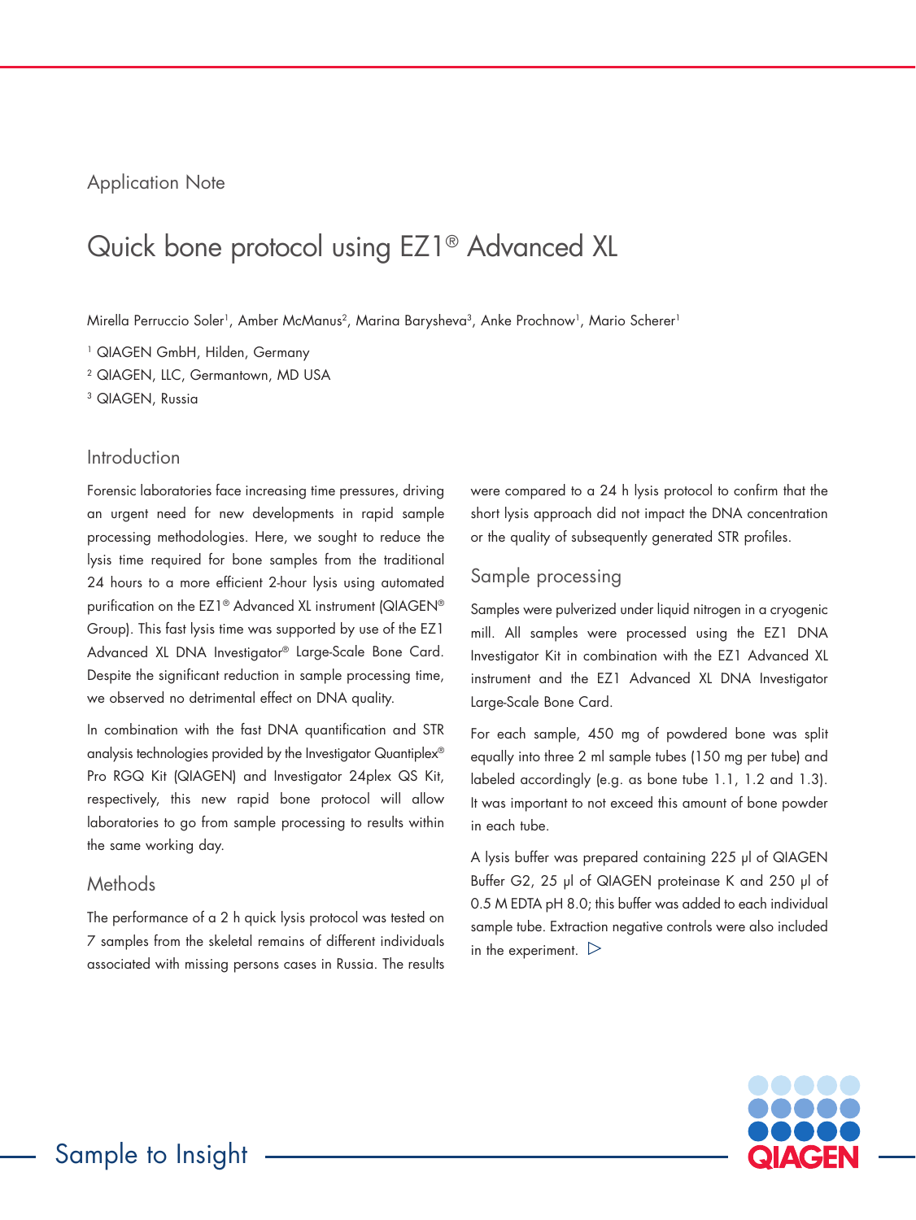Application Note

# Quick bone protocol using EZ1® Advanced XL

Mirella Perruccio Soler[1], Amber McManus[2], Marina Barysheva[3], Anke Prochnow[1], Mario Scherer[1]

[1] QIAGEN GmbH, Hilden, Germany

[2] QIAGEN, LLC, Germantown, MD USA

[3] QIAGEN, Russia

## Introduction

Forensic laboratories face increasing time pressures, driving an urgent need for new developments in rapid sample processing methodologies. Here, we sought to reduce the lysis time required for bone samples from the traditional 24 hours to a more efficient 2-hour lysis using automated purification on the EZ1® Advanced XL instrument (QIAGEN® Group). This fast lysis time was supported by use of the EZ1 Advanced XL DNA Investigator® Large-Scale Bone Card. Despite the significant reduction in sample processing time, we observed no detrimental effect on DNA quality.

In combination with the fast DNA quantification and STR analysis technologies provided by the Investigator Quantiplex® Pro RGQ Kit (QIAGEN) and Investigator 24plex QS Kit, respectively, this new rapid bone protocol will allow laboratories to go from sample processing to results within the same working day.

## Methods

The performance of a 2 h quick lysis protocol was tested on 7 samples from the skeletal remains of different individuals associated with missing persons cases in Russia. The results were compared to a 24 h lysis protocol to confirm that the short lysis approach did not impact the DNA concentration or the quality of subsequently generated STR profiles.

## Sample processing

Samples were pulverized under liquid nitrogen in a cryogenic mill. All samples were processed using the EZ1 DNA Investigator Kit in combination with the EZ1 Advanced XL instrument and the EZ1 Advanced XL DNA Investigator Large-Scale Bone Card.

For each sample, 450 mg of powdered bone was split equally into three 2 ml sample tubes (150 mg per tube) and labeled accordingly (e.g. as bone tube 1.1, 1.2 and 1.3). It was important to not exceed this amount of bone powder in each tube.

A lysis buffer was prepared containing 225 µl of QIAGEN Buffer G2, 25 µl of QIAGEN proteinase K and 250 µl of 0.5 M EDTA pH 8.0; this buffer was added to each individual sample tube. Extraction negative controls were also included in the experiment. ▷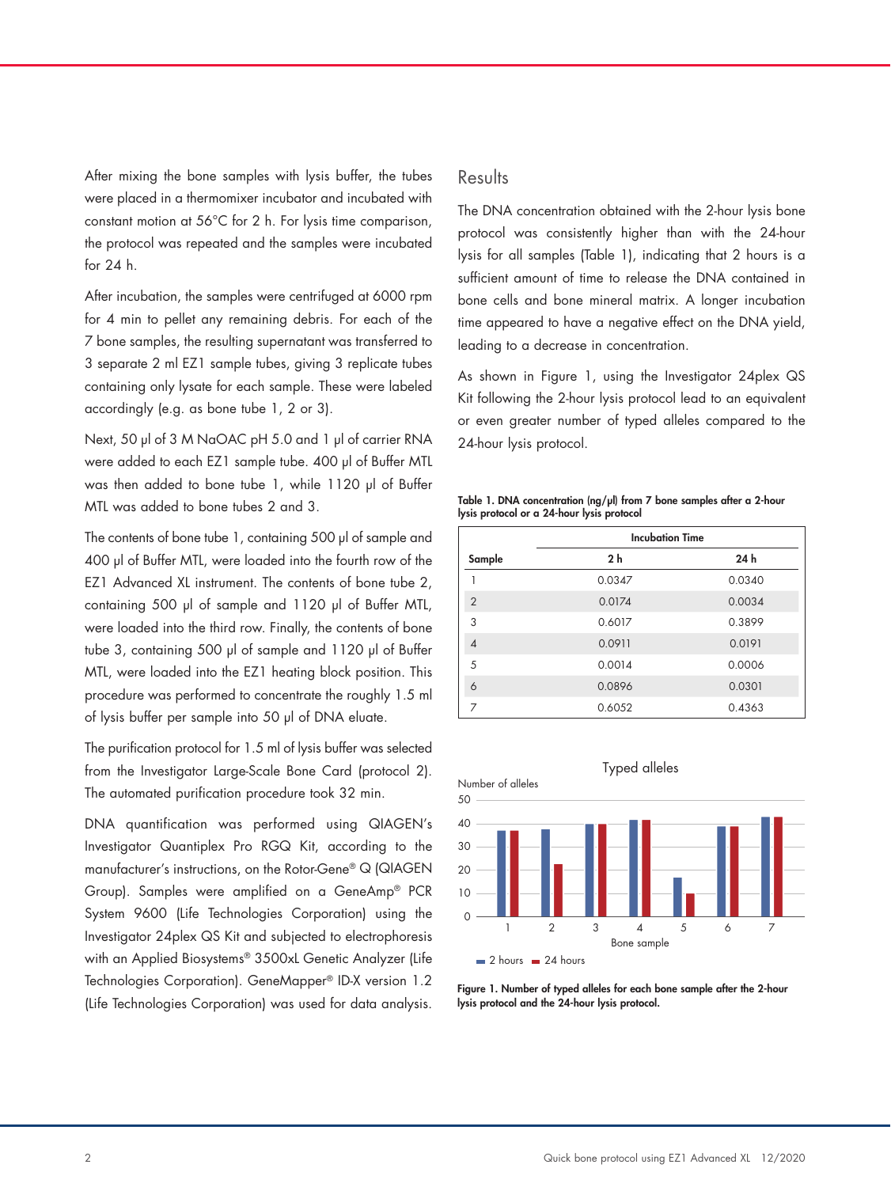After mixing the bone samples with lysis buffer, the tubes were placed in a thermomixer incubator and incubated with constant motion at 56°C for 2 h. For lysis time comparison, the protocol was repeated and the samples were incubated for 24 h.

After incubation, the samples were centrifuged at 6000 rpm for 4 min to pellet any remaining debris. For each of the 7 bone samples, the resulting supernatant was transferred to 3 separate 2 ml EZ1 sample tubes, giving 3 replicate tubes containing only lysate for each sample. These were labeled accordingly (e.g. as bone tube 1, 2 or 3).

Next, 50 µl of 3 M NaOAC pH 5.0 and 1 µl of carrier RNA were added to each EZ1 sample tube. 400 µl of Buffer MTL was then added to bone tube 1, while 1120 µl of Buffer MTL was added to bone tubes 2 and 3.

The contents of bone tube 1, containing 500 µl of sample and 400 µl of Buffer MTL, were loaded into the fourth row of the EZ1 Advanced XL instrument. The contents of bone tube 2, containing 500 µl of sample and 1120 µl of Buffer MTL, were loaded into the third row. Finally, the contents of bone tube 3, containing 500 µl of sample and 1120 µl of Buffer MTL, were loaded into the EZ1 heating block position. This procedure was performed to concentrate the roughly 1.5 ml of lysis buffer per sample into 50 µl of DNA eluate.

The purification protocol for 1.5 ml of lysis buffer was selected from the Investigator Large-Scale Bone Card (protocol 2). The automated purification procedure took 32 min.

DNA quantification was performed using QIAGEN's Investigator Quantiplex Pro RGQ Kit, according to the manufacturer's instructions, on the Rotor-Gene® Q (QIAGEN Group). Samples were amplified on a GeneAmp® PCR System 9600 (Life Technologies Corporation) using the Investigator 24plex QS Kit and subjected to electrophoresis with an Applied Biosystems® 3500xL Genetic Analyzer (Life Technologies Corporation). GeneMapper® ID-X version 1.2 (Life Technologies Corporation) was used for data analysis.

## Results

The DNA concentration obtained with the 2-hour lysis bone protocol was consistently higher than with the 24-hour lysis for all samples (Table 1), indicating that 2 hours is a sufficient amount of time to release the DNA contained in bone cells and bone mineral matrix. A longer incubation time appeared to have a negative effect on the DNA yield, leading to a decrease in concentration.

As shown in Figure 1, using the Investigator 24plex QS Kit following the 2-hour lysis protocol lead to an equivalent or even greater number of typed alleles compared to the 24-hour lysis protocol.

**Table 1. DNA concentration (ng/µl) from 7 bone samples after a 2-hour lysis protocol or a 24-hour lysis protocol**

| | Incubation Time | |
|---|---|---|
| **Sample** | **2 h** | **24 h** |
| 1 | 0.0347 | 0.0340 |
| 2 | 0.0174 | 0.0034 |
| 3 | 0.6017 | 0.3899 |
| 4 | 0.0911 | 0.0191 |
| 5 | 0.0014 | 0.0006 |
| 6 | 0.0896 | 0.0301 |
| 7 | 0.6052 | 0.4363 |

**Figure 1. Number of typed alleles for each bone sample after the 2-hour lysis protocol and the 24-hour lysis protocol.**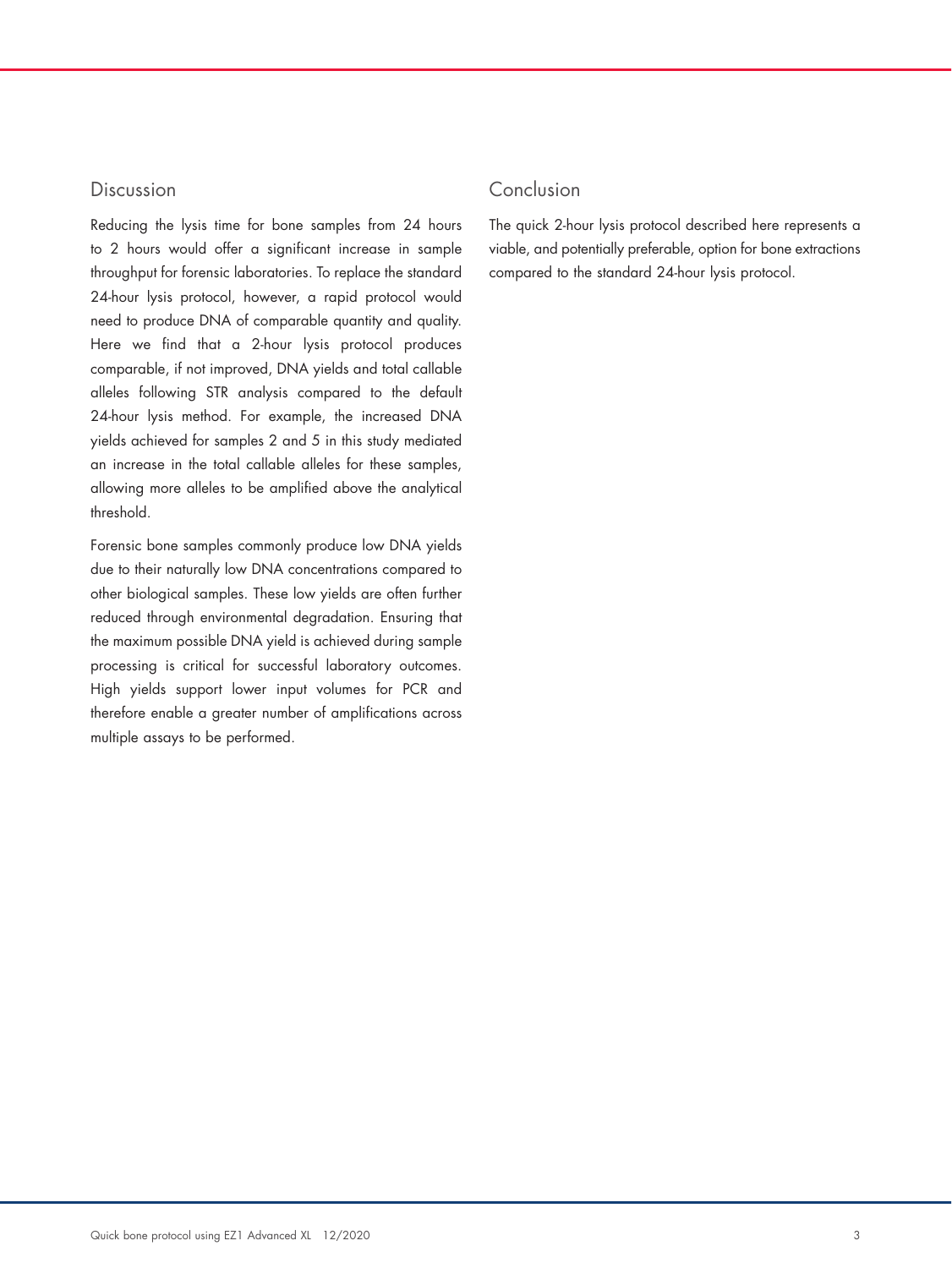## Discussion

Reducing the lysis time for bone samples from 24 hours to 2 hours would offer a significant increase in sample throughput for forensic laboratories. To replace the standard 24-hour lysis protocol, however, a rapid protocol would need to produce DNA of comparable quantity and quality. Here we find that a 2-hour lysis protocol produces comparable, if not improved, DNA yields and total callable alleles following STR analysis compared to the default 24-hour lysis method. For example, the increased DNA yields achieved for samples 2 and 5 in this study mediated an increase in the total callable alleles for these samples, allowing more alleles to be amplified above the analytical threshold.

Forensic bone samples commonly produce low DNA yields due to their naturally low DNA concentrations compared to other biological samples. These low yields are often further reduced through environmental degradation. Ensuring that the maximum possible DNA yield is achieved during sample processing is critical for successful laboratory outcomes. High yields support lower input volumes for PCR and therefore enable a greater number of amplifications across multiple assays to be performed.

## Conclusion

The quick 2-hour lysis protocol described here represents a viable, and potentially preferable, option for bone extractions compared to the standard 24-hour lysis protocol.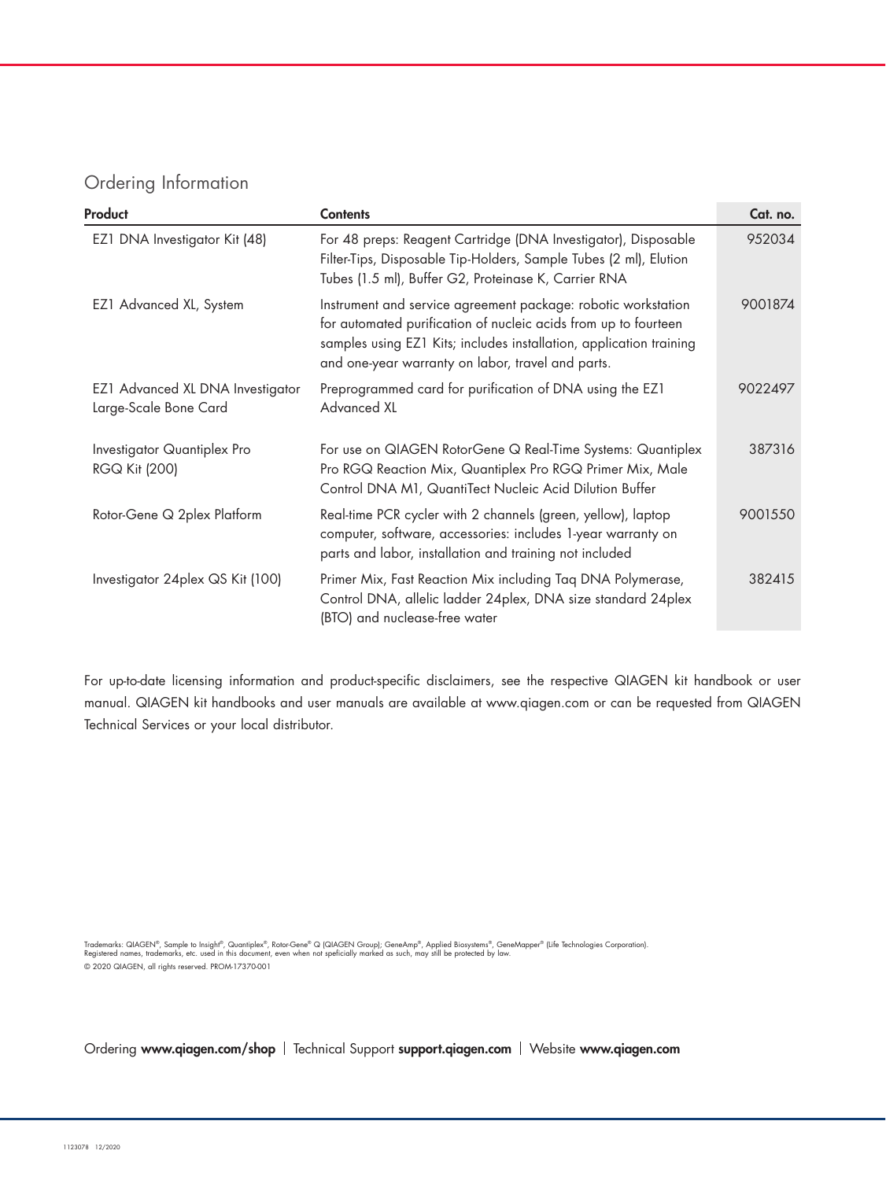## Ordering Information

| Product | Contents | Cat. no. |
|---|---|---|
| EZ1 DNA Investigator Kit (48) | For 48 preps: Reagent Cartridge (DNA Investigator), Disposable Filter-Tips, Disposable Tip-Holders, Sample Tubes (2 ml), Elution Tubes (1.5 ml), Buffer G2, Proteinase K, Carrier RNA | 952034 |
| EZ1 Advanced XL, System | Instrument and service agreement package: robotic workstation for automated purification of nucleic acids from up to fourteen samples using EZ1 Kits; includes installation, application training and one-year warranty on labor, travel and parts. | 9001874 |
| EZ1 Advanced XL DNA Investigator Large-Scale Bone Card | Preprogrammed card for purification of DNA using the EZ1 Advanced XL | 9022497 |
| Investigator Quantiplex Pro RGQ Kit (200) | For use on QIAGEN RotorGene Q Real-Time Systems: Quantiplex Pro RGQ Reaction Mix, Quantiplex Pro RGQ Primer Mix, Male Control DNA M1, QuantiTect Nucleic Acid Dilution Buffer | 387316 |
| Rotor-Gene Q 2plex Platform | Real-time PCR cycler with 2 channels (green, yellow), laptop computer, software, accessories: includes 1-year warranty on parts and labor, installation and training not included | 9001550 |
| Investigator 24plex QS Kit (100) | Primer Mix, Fast Reaction Mix including Taq DNA Polymerase, Control DNA, allelic ladder 24plex, DNA size standard 24plex (BTO) and nuclease-free water | 382415 |

For up-to-date licensing information and product-specific disclaimers, see the respective QIAGEN kit handbook or user manual. QIAGEN kit handbooks and user manuals are available at www.qiagen.com or can be requested from QIAGEN Technical Services or your local distributor.

Trademarks: QIAGEN®, Sample to Insight®, Quantiplex®, Rotor-Gene® Q (QIAGEN Group); GeneAmp®, Applied Biosystems®, GeneMapper® (Life Technologies Corporation). Registered names, trademarks, etc. used in this document, even when not speficially marked as such, may still be protected by law.

© 2020 QIAGEN, all rights reserved. PROM-17370-001

Ordering **www.qiagen.com/shop** | Technical Support **support.qiagen.com** | Website **www.qiagen.com**

1123078 12/2020